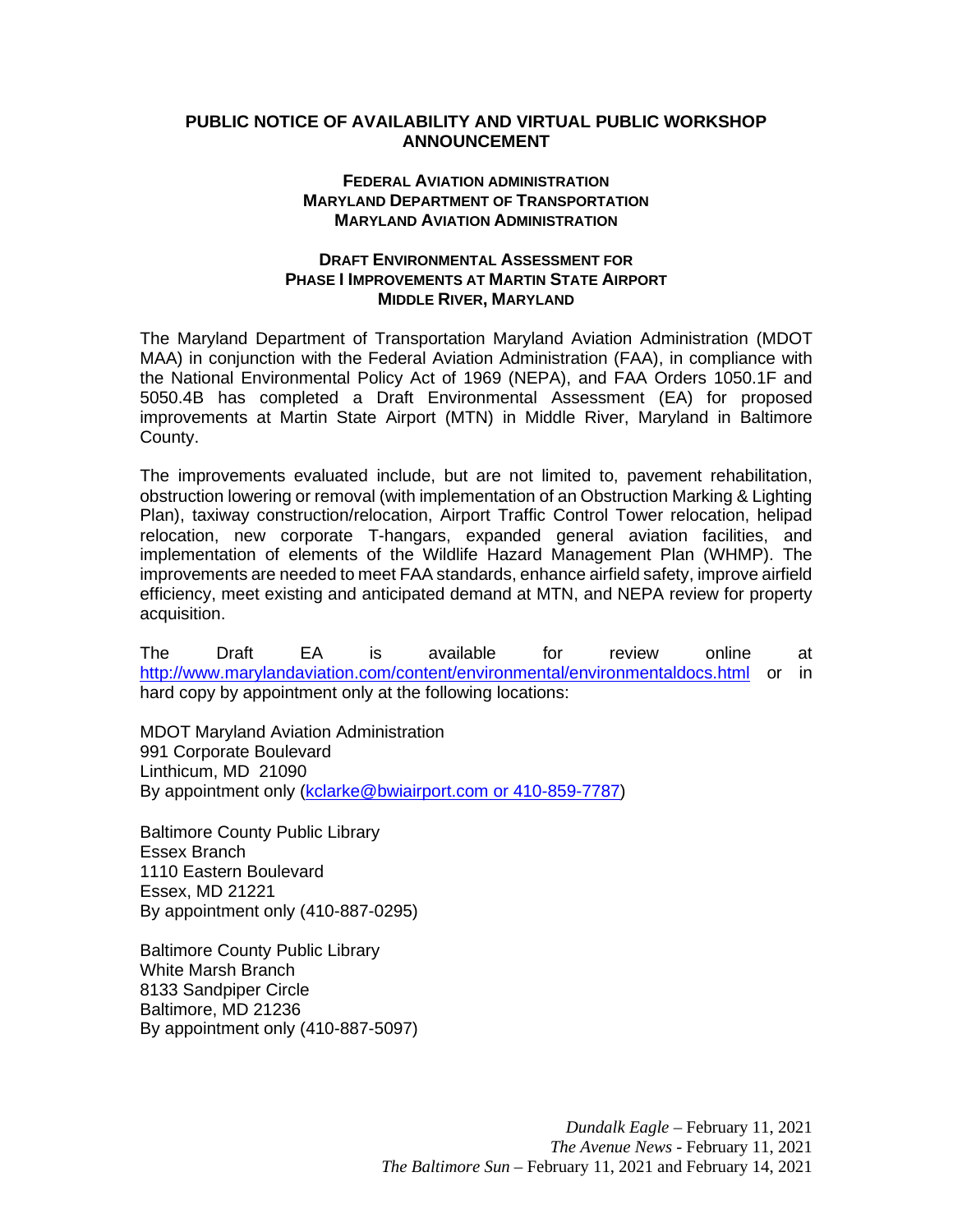# PUBLIC NOTICE OF AVAILABILITY AND VIRTUAL PUBLIC WORKSHOP ANNOUNCEMENT

**FEDERAL AVIATION ADMINISTRATION**
**MARYLAND DEPARTMENT OF TRANSPORTATION**
**MARYLAND AVIATION ADMINISTRATION**

**DRAFT ENVIRONMENTAL ASSESSMENT FOR**
**PHASE I IMPROVEMENTS AT MARTIN STATE AIRPORT**
**MIDDLE RIVER, MARYLAND**

The Maryland Department of Transportation Maryland Aviation Administration (MDOT MAA) in conjunction with the Federal Aviation Administration (FAA), in compliance with the National Environmental Policy Act of 1969 (NEPA), and FAA Orders 1050.1F and 5050.4B has completed a Draft Environmental Assessment (EA) for proposed improvements at Martin State Airport (MTN) in Middle River, Maryland in Baltimore County.

The improvements evaluated include, but are not limited to, pavement rehabilitation, obstruction lowering or removal (with implementation of an Obstruction Marking & Lighting Plan), taxiway construction/relocation, Airport Traffic Control Tower relocation, helipad relocation, new corporate T-hangars, expanded general aviation facilities, and implementation of elements of the Wildlife Hazard Management Plan (WHMP). The improvements are needed to meet FAA standards, enhance airfield safety, improve airfield efficiency, meet existing and anticipated demand at MTN, and NEPA review for property acquisition.

The Draft EA is available for review online at http://www.marylandaviation.com/content/environmental/environmentaldocs.html or in hard copy by appointment only at the following locations:

MDOT Maryland Aviation Administration
991 Corporate Boulevard
Linthicum, MD 21090
By appointment only (kclarke@bwiairport.com or 410-859-7787)

Baltimore County Public Library
Essex Branch
1110 Eastern Boulevard
Essex, MD 21221
By appointment only (410-887-0295)

Baltimore County Public Library
White Marsh Branch
8133 Sandpiper Circle
Baltimore, MD 21236
By appointment only (410-887-5097)

*Dundalk Eagle* – February 11, 2021
*The Avenue News* - February 11, 2021
*The Baltimore Sun* – February 11, 2021 and February 14, 2021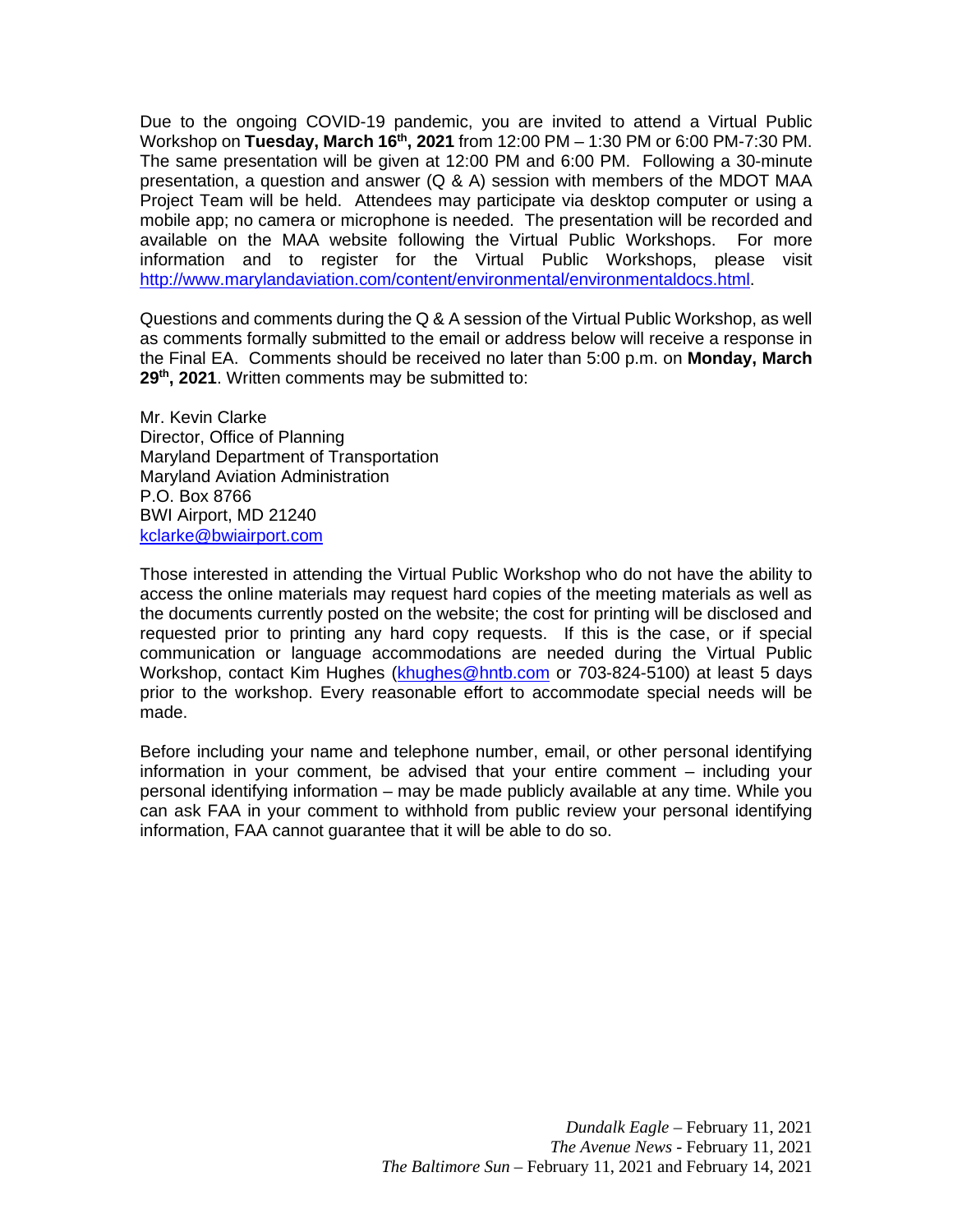Due to the ongoing COVID-19 pandemic, you are invited to attend a Virtual Public Workshop on **Tuesday, March 16th, 2021** from 12:00 PM – 1:30 PM or 6:00 PM-7:30 PM. The same presentation will be given at 12:00 PM and 6:00 PM. Following a 30-minute presentation, a question and answer (Q & A) session with members of the MDOT MAA Project Team will be held. Attendees may participate via desktop computer or using a mobile app; no camera or microphone is needed. The presentation will be recorded and available on the MAA website following the Virtual Public Workshops. For more information and to register for the Virtual Public Workshops, please visit http://www.marylandaviation.com/content/environmental/environmentaldocs.html.

Questions and comments during the Q & A session of the Virtual Public Workshop, as well as comments formally submitted to the email or address below will receive a response in the Final EA. Comments should be received no later than 5:00 p.m. on **Monday, March 29th, 2021**. Written comments may be submitted to:

Mr. Kevin Clarke
Director, Office of Planning
Maryland Department of Transportation
Maryland Aviation Administration
P.O. Box 8766
BWI Airport, MD 21240
kclarke@bwiairport.com

Those interested in attending the Virtual Public Workshop who do not have the ability to access the online materials may request hard copies of the meeting materials as well as the documents currently posted on the website; the cost for printing will be disclosed and requested prior to printing any hard copy requests. If this is the case, or if special communication or language accommodations are needed during the Virtual Public Workshop, contact Kim Hughes (khughes@hntb.com or 703-824-5100) at least 5 days prior to the workshop. Every reasonable effort to accommodate special needs will be made.

Before including your name and telephone number, email, or other personal identifying information in your comment, be advised that your entire comment – including your personal identifying information – may be made publicly available at any time. While you can ask FAA in your comment to withhold from public review your personal identifying information, FAA cannot guarantee that it will be able to do so.

*Dundalk Eagle* – February 11, 2021
*The Avenue News* - February 11, 2021
*The Baltimore Sun* – February 11, 2021 and February 14, 2021